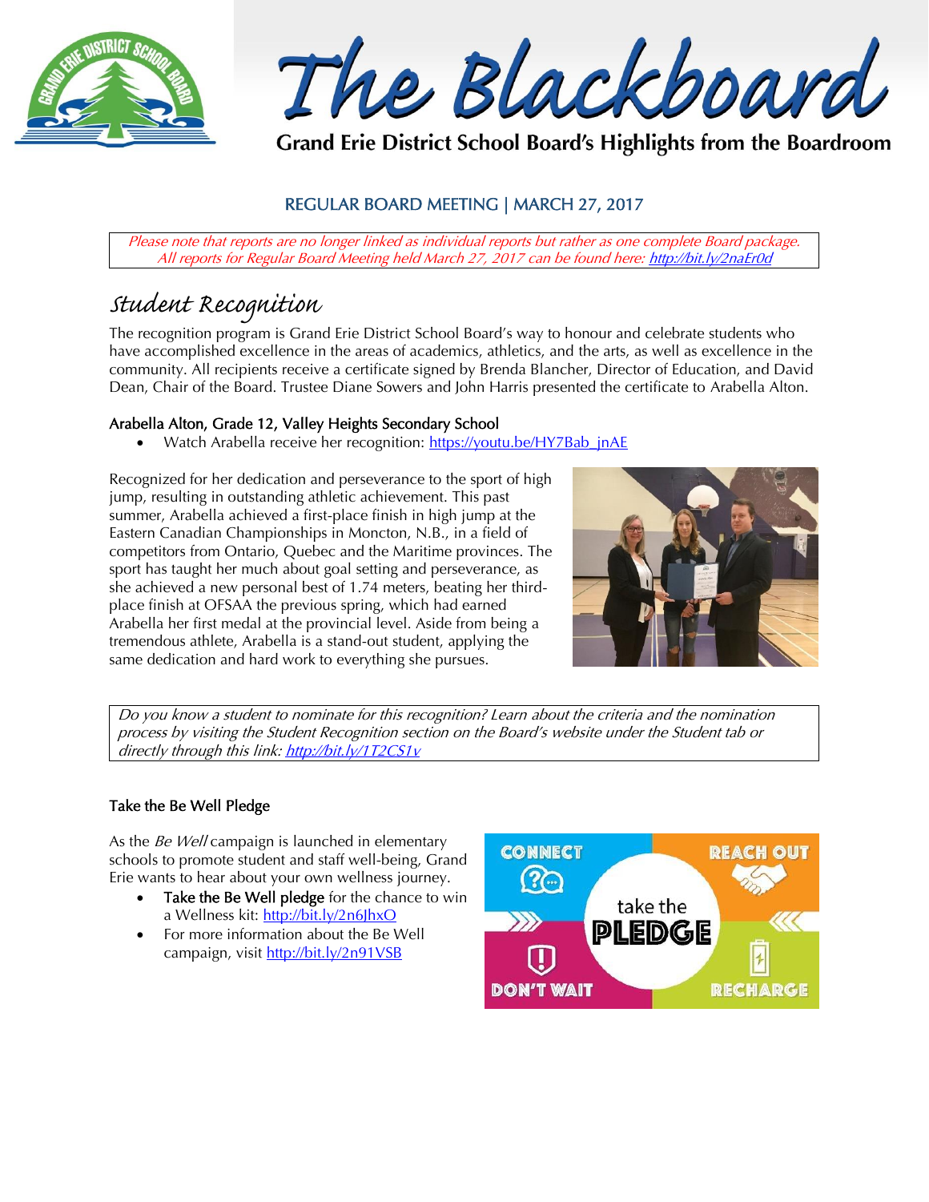# The Blackboard

**Grand Erie District School Board's Highlights from the Boardroom**

## REGULAR BOARD MEETING | MARCH 27, 2017

*Please note that reports are no longer linked as individual reports but rather as one complete Board package. All reports for Regular Board Meeting held March 27, 2017 can be found here: http://bit.ly/2naEr0d*

## Student Recognition

The recognition program is Grand Erie District School Board's way to honour and celebrate students who have accomplished excellence in the areas of academics, athletics, and the arts, as well as excellence in the community. All recipients receive a certificate signed by Brenda Blancher, Director of Education, and David Dean, Chair of the Board. Trustee Diane Sowers and John Harris presented the certificate to Arabella Alton.

### Arabella Alton, Grade 12, Valley Heights Secondary School

- Watch Arabella receive her recognition: https://youtu.be/HY7Bab_jnAE

Recognized for her dedication and perseverance to the sport of high jump, resulting in outstanding athletic achievement. This past summer, Arabella achieved a first-place finish in high jump at the Eastern Canadian Championships in Moncton, N.B., in a field of competitors from Ontario, Quebec and the Maritime provinces. The sport has taught her much about goal setting and perseverance, as she achieved a new personal best of 1.74 meters, beating her third-place finish at OFSAA the previous spring, which had earned Arabella her first medal at the provincial level. Aside from being a tremendous athlete, Arabella is a stand-out student, applying the same dedication and hard work to everything she pursues.

*Do you know a student to nominate for this recognition? Learn about the criteria and the nomination process by visiting the Student Recognition section on the Board's website under the Student tab or directly through this link: http://bit.ly/1T2CS1v*

### Take the Be Well Pledge

As the *Be Well* campaign is launched in elementary schools to promote student and staff well-being, Grand Erie wants to hear about your own wellness journey.

- Take the Be Well pledge for the chance to win a Wellness kit: http://bit.ly/2n6JhxO
- For more information about the Be Well campaign, visit http://bit.ly/2n91VSB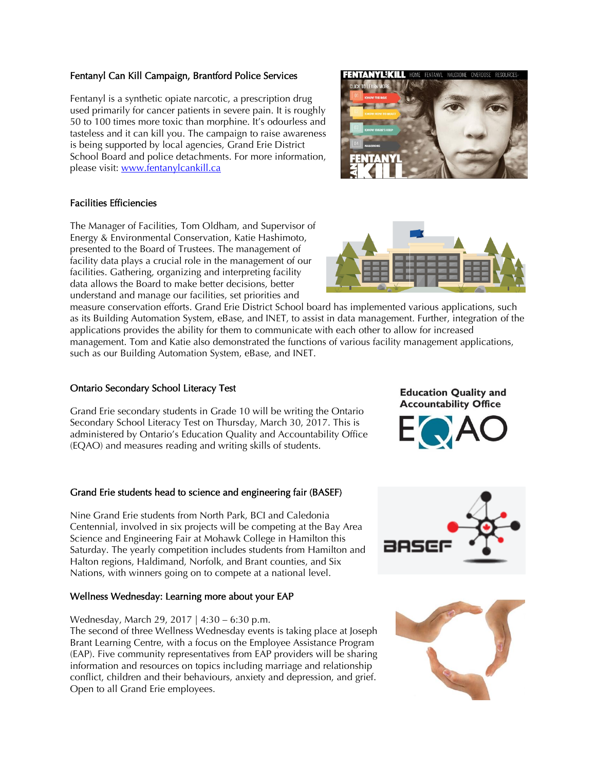## Fentanyl Can Kill Campaign, Brantford Police Services

Fentanyl is a synthetic opiate narcotic, a prescription drug used primarily for cancer patients in severe pain. It is roughly 50 to 100 times more toxic than morphine. It's odourless and tasteless and it can kill you. The campaign to raise awareness is being supported by local agencies, Grand Erie District School Board and police detachments. For more information, please visit: [www.fentanylcankill.ca](http://www.fentanylcankill.ca)

## Facilities Efficiencies

The Manager of Facilities, Tom Oldham, and Supervisor of Energy & Environmental Conservation, Katie Hashimoto, presented to the Board of Trustees. The management of facility data plays a crucial role in the management of our facilities. Gathering, organizing and interpreting facility data allows the Board to make better decisions, better understand and manage our facilities, set priorities and measure conservation efforts. Grand Erie District School board has implemented various applications, such as its Building Automation System, eBase, and INET, to assist in data management. Further, integration of the applications provides the ability for them to communicate with each other to allow for increased management. Tom and Katie also demonstrated the functions of various facility management applications, such as our Building Automation System, eBase, and INET.

## Ontario Secondary School Literacy Test

Grand Erie secondary students in Grade 10 will be writing the Ontario Secondary School Literacy Test on Thursday, March 30, 2017. This is administered by Ontario's Education Quality and Accountability Office (EQAO) and measures reading and writing skills of students.

## Grand Erie students head to science and engineering fair (BASEF)

Nine Grand Erie students from North Park, BCI and Caledonia Centennial, involved in six projects will be competing at the Bay Area Science and Engineering Fair at Mohawk College in Hamilton this Saturday. The yearly competition includes students from Hamilton and Halton regions, Haldimand, Norfolk, and Brant counties, and Six Nations, with winners going on to compete at a national level.

## Wellness Wednesday: Learning more about your EAP

Wednesday, March 29, 2017 | 4:30 – 6:30 p.m.
The second of three Wellness Wednesday events is taking place at Joseph Brant Learning Centre, with a focus on the Employee Assistance Program (EAP). Five community representatives from EAP providers will be sharing information and resources on topics including marriage and relationship conflict, children and their behaviours, anxiety and depression, and grief. Open to all Grand Erie employees.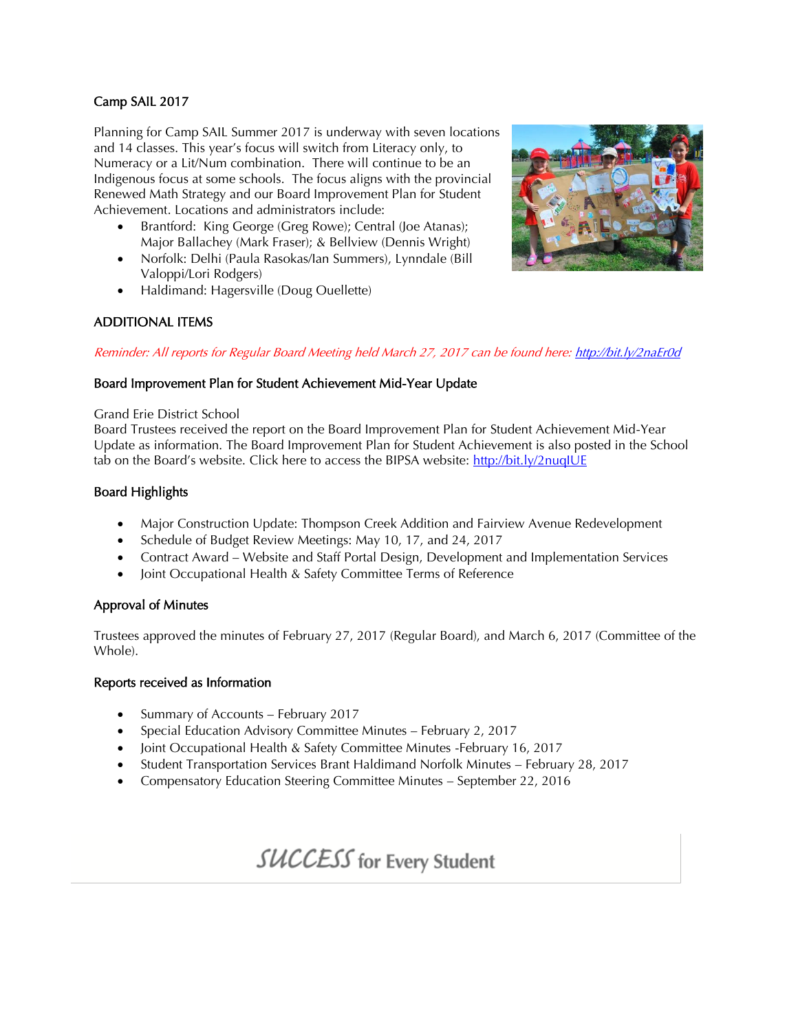### Camp SAIL 2017

Planning for Camp SAIL Summer 2017 is underway with seven locations and 14 classes. This year's focus will switch from Literacy only, to Numeracy or a Lit/Num combination. There will continue to be an Indigenous focus at some schools. The focus aligns with the provincial Renewed Math Strategy and our Board Improvement Plan for Student Achievement. Locations and administrators include:

- Brantford: King George (Greg Rowe); Central (Joe Atanas); Major Ballachey (Mark Fraser); & Bellview (Dennis Wright)
- Norfolk: Delhi (Paula Rasokas/Ian Summers), Lynndale (Bill Valoppi/Lori Rodgers)
- Haldimand: Hagersville (Doug Ouellette)

## ADDITIONAL ITEMS

*Reminder: All reports for Regular Board Meeting held March 27, 2017 can be found here: http://bit.ly/2naEr0d*

### Board Improvement Plan for Student Achievement Mid-Year Update

Grand Erie District School

Board Trustees received the report on the Board Improvement Plan for Student Achievement Mid-Year Update as information. The Board Improvement Plan for Student Achievement is also posted in the School tab on the Board's website. Click here to access the BIPSA website: http://bit.ly/2nuqIUE

### Board Highlights

- Major Construction Update: Thompson Creek Addition and Fairview Avenue Redevelopment
- Schedule of Budget Review Meetings: May 10, 17, and 24, 2017
- Contract Award – Website and Staff Portal Design, Development and Implementation Services
- Joint Occupational Health & Safety Committee Terms of Reference

### Approval of Minutes

Trustees approved the minutes of February 27, 2017 (Regular Board), and March 6, 2017 (Committee of the Whole).

### Reports received as Information

- Summary of Accounts – February 2017
- Special Education Advisory Committee Minutes – February 2, 2017
- Joint Occupational Health & Safety Committee Minutes -February 16, 2017
- Student Transportation Services Brant Haldimand Norfolk Minutes – February 28, 2017
- Compensatory Education Steering Committee Minutes – September 22, 2016

SUCCESS for Every Student